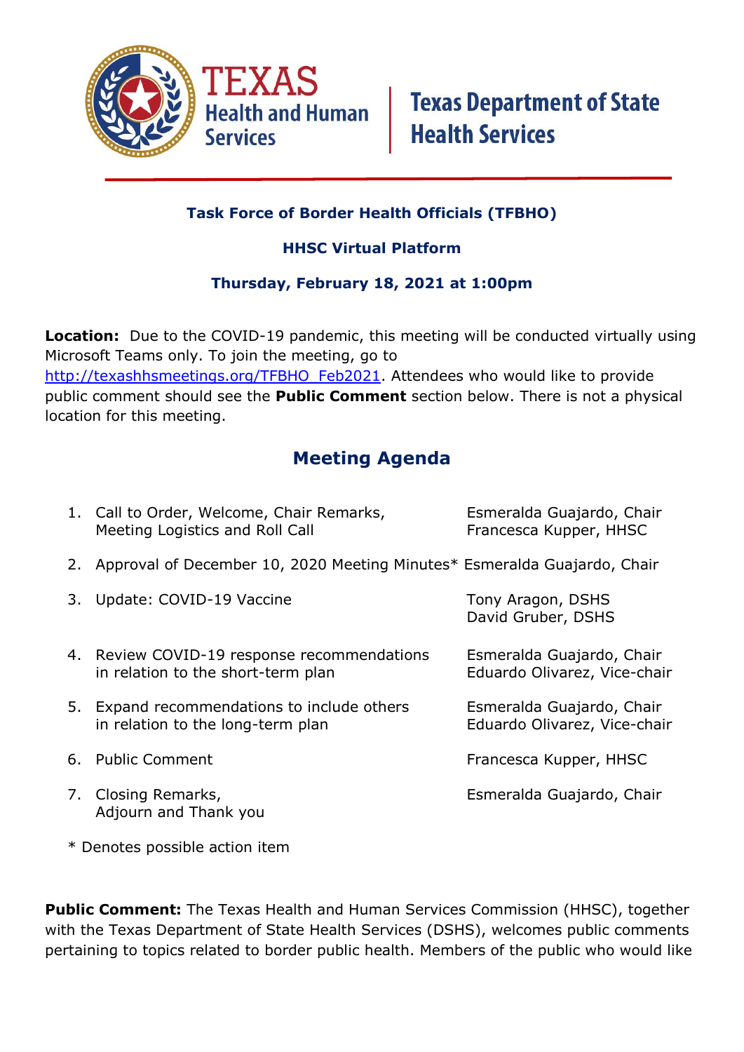TEXAS Health and Human Services | Texas Department of State Health Services

## Task Force of Border Health Officials (TFBHO)

**HHSC Virtual Platform**

**Thursday, February 18, 2021 at 1:00pm**

**Location:** Due to the COVID-19 pandemic, this meeting will be conducted virtually using Microsoft Teams only. To join the meeting, go to [http://texashhsmeetings.org/TFBHO_Feb2021](http://texashhsmeetings.org/TFBHO_Feb2021). Attendees who would like to provide public comment should see the **Public Comment** section below. There is not a physical location for this meeting.

## Meeting Agenda

| | Item | Presenter(s) |
|---|---|---|
| 1. | Call to Order, Welcome, Chair Remarks, Meeting Logistics and Roll Call | Esmeralda Guajardo, Chair; Francesca Kupper, HHSC |
| 2. | Approval of December 10, 2020 Meeting Minutes* | Esmeralda Guajardo, Chair |
| 3. | Update: COVID-19 Vaccine | Tony Aragon, DSHS; David Gruber, DSHS |
| 4. | Review COVID-19 response recommendations in relation to the short-term plan | Esmeralda Guajardo, Chair; Eduardo Olivarez, Vice-chair |
| 5. | Expand recommendations to include others in relation to the long-term plan | Esmeralda Guajardo, Chair; Eduardo Olivarez, Vice-chair |
| 6. | Public Comment | Francesca Kupper, HHSC |
| 7. | Closing Remarks, Adjourn and Thank you | Esmeralda Guajardo, Chair |

* Denotes possible action item

**Public Comment:** The Texas Health and Human Services Commission (HHSC), together with the Texas Department of State Health Services (DSHS), welcomes public comments pertaining to topics related to border public health. Members of the public who would like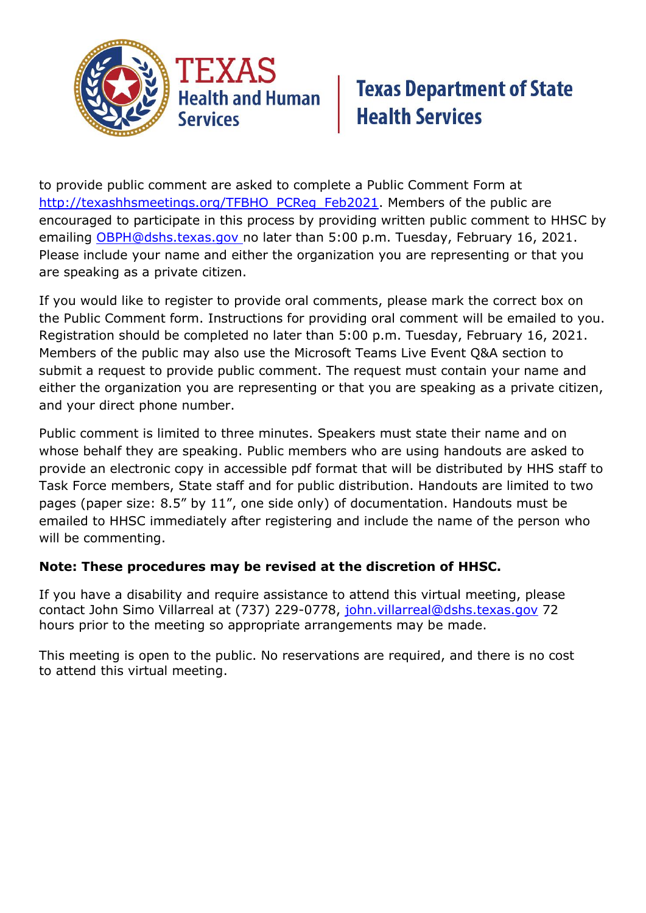to provide public comment are asked to complete a Public Comment Form at http://texashhsmeetings.org/TFBHO_PCReg_Feb2021. Members of the public are encouraged to participate in this process by providing written public comment to HHSC by emailing OBPH@dshs.texas.gov no later than 5:00 p.m. Tuesday, February 16, 2021. Please include your name and either the organization you are representing or that you are speaking as a private citizen.

If you would like to register to provide oral comments, please mark the correct box on the Public Comment form. Instructions for providing oral comment will be emailed to you. Registration should be completed no later than 5:00 p.m. Tuesday, February 16, 2021. Members of the public may also use the Microsoft Teams Live Event Q&A section to submit a request to provide public comment. The request must contain your name and either the organization you are representing or that you are speaking as a private citizen, and your direct phone number.

Public comment is limited to three minutes. Speakers must state their name and on whose behalf they are speaking. Public members who are using handouts are asked to provide an electronic copy in accessible pdf format that will be distributed by HHS staff to Task Force members, State staff and for public distribution. Handouts are limited to two pages (paper size: 8.5" by 11", one side only) of documentation. Handouts must be emailed to HHSC immediately after registering and include the name of the person who will be commenting.

**Note: These procedures may be revised at the discretion of HHSC.**

If you have a disability and require assistance to attend this virtual meeting, please contact John Simo Villarreal at (737) 229-0778, john.villarreal@dshs.texas.gov 72 hours prior to the meeting so appropriate arrangements may be made.

This meeting is open to the public. No reservations are required, and there is no cost to attend this virtual meeting.